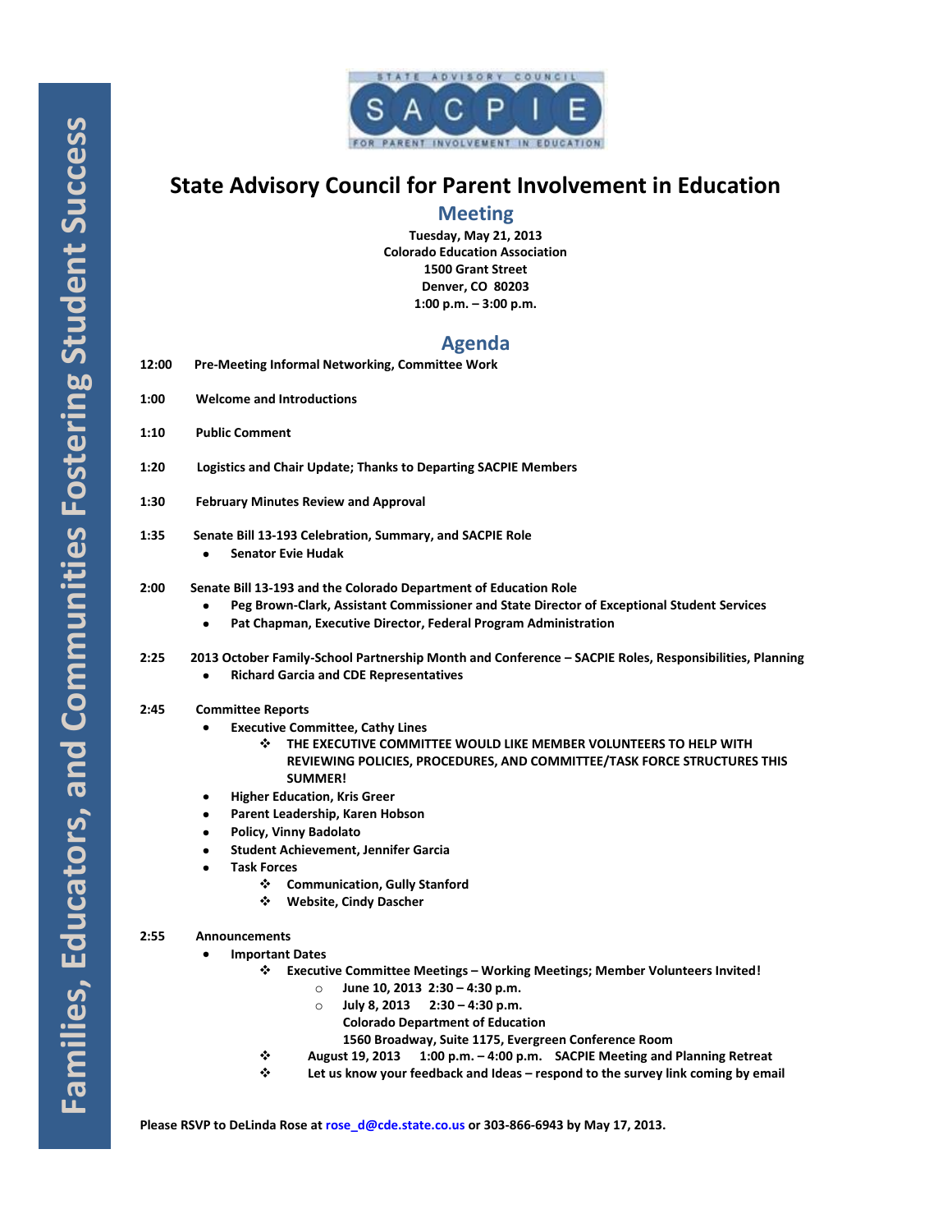STATE ADVISORY COUNCIL

SACPIE

FOR PARENT INVOLVEMENT IN EDUCATION

# State Advisory Council for Parent Involvement in Education

## Meeting

**Tuesday, May 21, 2013**
**Colorado Education Association**
**1500 Grant Street**
**Denver, CO 80203**
**1:00 p.m. – 3:00 p.m.**

## Agenda

**12:00** **Pre-Meeting Informal Networking, Committee Work**

**1:00** **Welcome and Introductions**

**1:10** **Public Comment**

**1:20** **Logistics and Chair Update; Thanks to Departing SACPIE Members**

**1:30** **February Minutes Review and Approval**

**1:35** **Senate Bill 13-193 Celebration, Summary, and SACPIE Role**
- **Senator Evie Hudak**

**2:00** **Senate Bill 13-193 and the Colorado Department of Education Role**
- **Peg Brown-Clark, Assistant Commissioner and State Director of Exceptional Student Services**
- **Pat Chapman, Executive Director, Federal Program Administration**

**2:25** **2013 October Family-School Partnership Month and Conference – SACPIE Roles, Responsibilities, Planning**
- **Richard Garcia and CDE Representatives**

**2:45** **Committee Reports**
- **Executive Committee, Cathy Lines**
  - **THE EXECUTIVE COMMITTEE WOULD LIKE MEMBER VOLUNTEERS TO HELP WITH REVIEWING POLICIES, PROCEDURES, AND COMMITTEE/TASK FORCE STRUCTURES THIS SUMMER!**
- **Higher Education, Kris Greer**
- **Parent Leadership, Karen Hobson**
- **Policy, Vinny Badolato**
- **Student Achievement, Jennifer Garcia**
- **Task Forces**
  - **Communication, Gully Stanford**
  - **Website, Cindy Dascher**

**2:55** **Announcements**
- **Important Dates**
  - **Executive Committee Meetings – Working Meetings; Member Volunteers Invited!**
    - **June 10, 2013 2:30 – 4:30 p.m.**
    - **July 8, 2013 2:30 – 4:30 p.m.**
      **Colorado Department of Education**
      **1560 Broadway, Suite 1175, Evergreen Conference Room**
  - **August 19, 2013 1:00 p.m. – 4:00 p.m. SACPIE Meeting and Planning Retreat**
  - **Let us know your feedback and Ideas – respond to the survey link coming by email**

**Please RSVP to DeLinda Rose at rose_d@cde.state.co.us or 303-866-6943 by May 17, 2013.**

Families, Educators, and Communities Fostering Student Success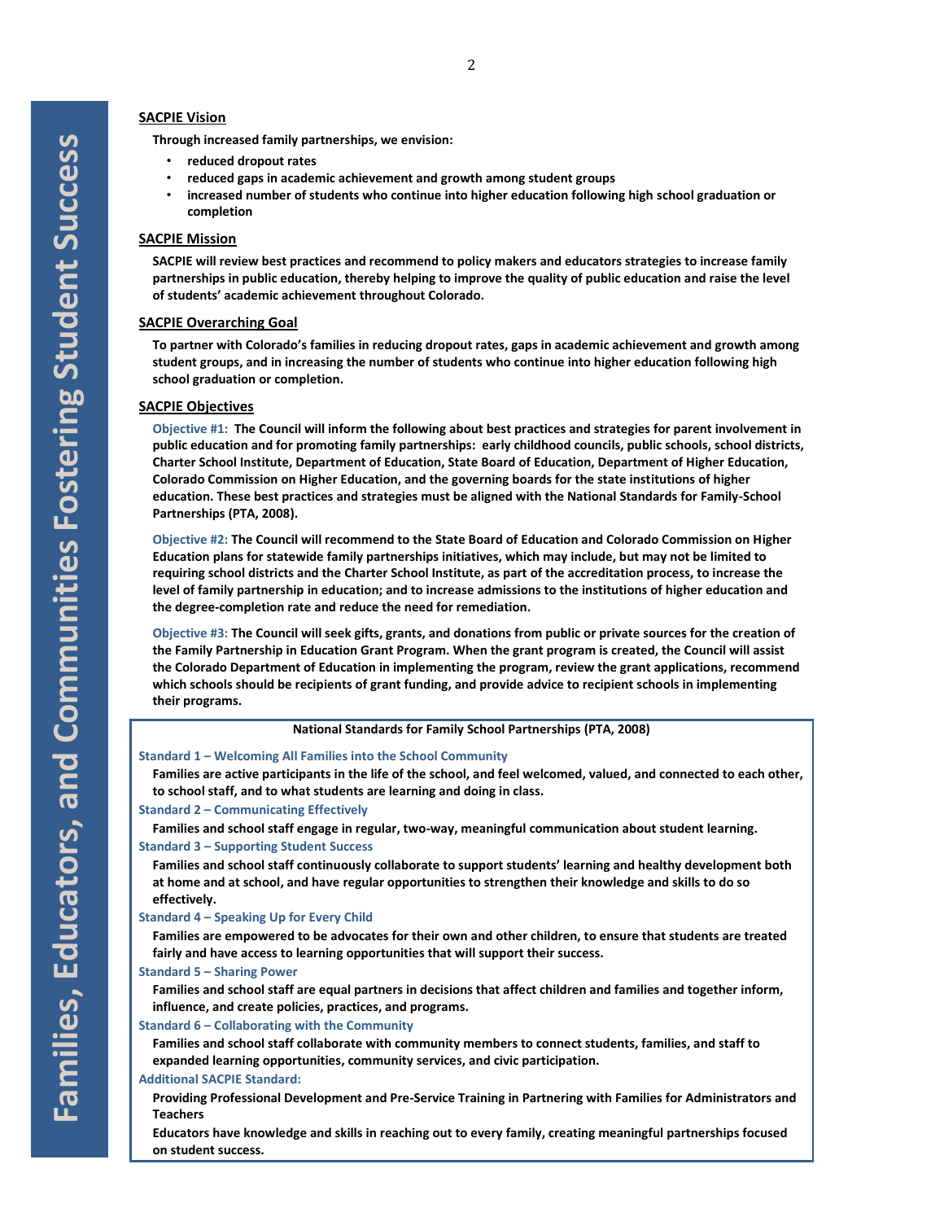## SACPIE Vision

**Through increased family partnerships, we envision:**

- **reduced dropout rates**
- **reduced gaps in academic achievement and growth among student groups**
- **increased number of students who continue into higher education following high school graduation or completion**

## SACPIE Mission

**SACPIE will review best practices and recommend to policy makers and educators strategies to increase family partnerships in public education, thereby helping to improve the quality of public education and raise the level of students' academic achievement throughout Colorado.**

## SACPIE Overarching Goal

**To partner with Colorado's families in reducing dropout rates, gaps in academic achievement and growth among student groups, and in increasing the number of students who continue into higher education following high school graduation or completion.**

## SACPIE Objectives

**Objective #1: The Council will inform the following about best practices and strategies for parent involvement in public education and for promoting family partnerships: early childhood councils, public schools, school districts, Charter School Institute, Department of Education, State Board of Education, Department of Higher Education, Colorado Commission on Higher Education, and the governing boards for the state institutions of higher education. These best practices and strategies must be aligned with the National Standards for Family-School Partnerships (PTA, 2008).**

**Objective #2: The Council will recommend to the State Board of Education and Colorado Commission on Higher Education plans for statewide family partnerships initiatives, which may include, but may not be limited to requiring school districts and the Charter School Institute, as part of the accreditation process, to increase the level of family partnership in education; and to increase admissions to the institutions of higher education and the degree-completion rate and reduce the need for remediation.**

**Objective #3: The Council will seek gifts, grants, and donations from public or private sources for the creation of the Family Partnership in Education Grant Program. When the grant program is created, the Council will assist the Colorado Department of Education in implementing the program, review the grant applications, recommend which schools should be recipients of grant funding, and provide advice to recipient schools in implementing their programs.**

### National Standards for Family School Partnerships (PTA, 2008)

**Standard 1 – Welcoming All Families into the School Community**

**Families are active participants in the life of the school, and feel welcomed, valued, and connected to each other, to school staff, and to what students are learning and doing in class.**

**Standard 2 – Communicating Effectively**

**Families and school staff engage in regular, two-way, meaningful communication about student learning.**

**Standard 3 – Supporting Student Success**

**Families and school staff continuously collaborate to support students' learning and healthy development both at home and at school, and have regular opportunities to strengthen their knowledge and skills to do so effectively.**

**Standard 4 – Speaking Up for Every Child**

**Families are empowered to be advocates for their own and other children, to ensure that students are treated fairly and have access to learning opportunities that will support their success.**

**Standard 5 – Sharing Power**

**Families and school staff are equal partners in decisions that affect children and families and together inform, influence, and create policies, practices, and programs.**

**Standard 6 – Collaborating with the Community**

**Families and school staff collaborate with community members to connect students, families, and staff to expanded learning opportunities, community services, and civic participation.**

**Additional SACPIE Standard:**

**Providing Professional Development and Pre-Service Training in Partnering with Families for Administrators and Teachers**

**Educators have knowledge and skills in reaching out to every family, creating meaningful partnerships focused on student success.**

Families, Educators, and Communities Fostering Student Success